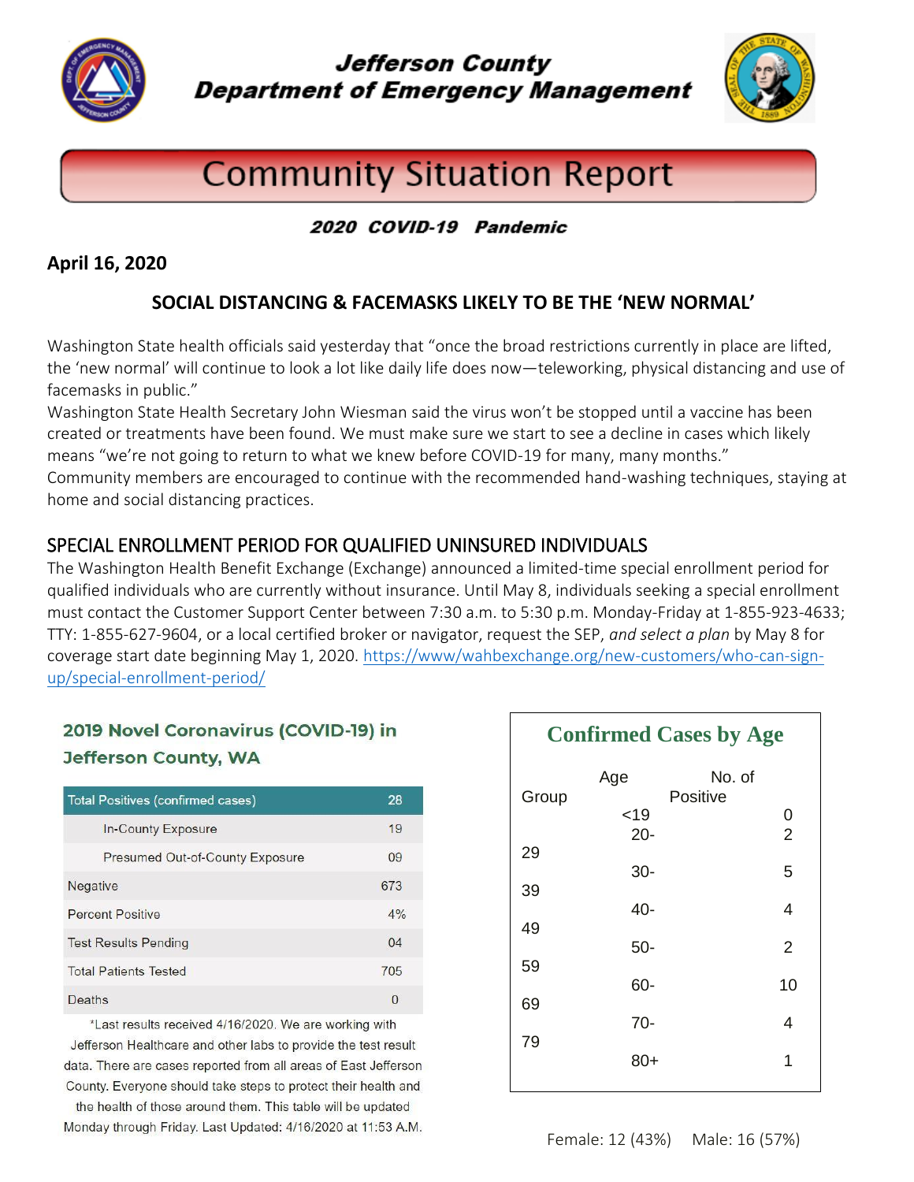# Jefferson County Department of Emergency Management

## Community Situation Report

**2020 COVID-19 Pandemic**

**April 16, 2020**

### SOCIAL DISTANCING & FACEMASKS LIKELY TO BE THE 'NEW NORMAL'

Washington State health officials said yesterday that "once the broad restrictions currently in place are lifted, the 'new normal' will continue to look a lot like daily life does now—teleworking, physical distancing and use of facemasks in public."

Washington State Health Secretary John Wiesman said the virus won't be stopped until a vaccine has been created or treatments have been found. We must make sure we start to see a decline in cases which likely means "we're not going to return to what we knew before COVID-19 for many, many months."

Community members are encouraged to continue with the recommended hand-washing techniques, staying at home and social distancing practices.

### SPECIAL ENROLLMENT PERIOD FOR QUALIFIED UNINSURED INDIVIDUALS

The Washington Health Benefit Exchange (Exchange) announced a limited-time special enrollment period for qualified individuals who are currently without insurance. Until May 8, individuals seeking a special enrollment must contact the Customer Support Center between 7:30 a.m. to 5:30 p.m. Monday-Friday at 1-855-923-4633; TTY: 1-855-627-9604, or a local certified broker or navigator, request the SEP, *and select a plan* by May 8 for coverage start date beginning May 1, 2020. https://www/wahbexchange.org/new-customers/who-can-sign-up/special-enrollment-period/

### 2019 Novel Coronavirus (COVID-19) in Jefferson County, WA

| Total Positives (confirmed cases) | 28 |
|---|---|
| In-County Exposure | 19 |
| Presumed Out-of-County Exposure | 09 |
| Negative | 673 |
| Percent Positive | 4% |
| Test Results Pending | 04 |
| Total Patients Tested | 705 |
| Deaths | 0 |

*Last results received 4/16/2020. We are working with Jefferson Healthcare and other labs to provide the test result data. There are cases reported from all areas of East Jefferson County. Everyone should take steps to protect their health and the health of those around them. This table will be updated Monday through Friday. Last Updated: 4/16/2020 at 11:53 A.M.

### Confirmed Cases by Age

| Age Group | No. of Positive |
|---|---|
| <19 | 0 |
| 20-29 | 2 |
| 30-39 | 5 |
| 40-49 | 4 |
| 50-59 | 2 |
| 60-69 | 10 |
| 70-79 | 4 |
| 80+ | 1 |

Female: 12 (43%) Male: 16 (57%)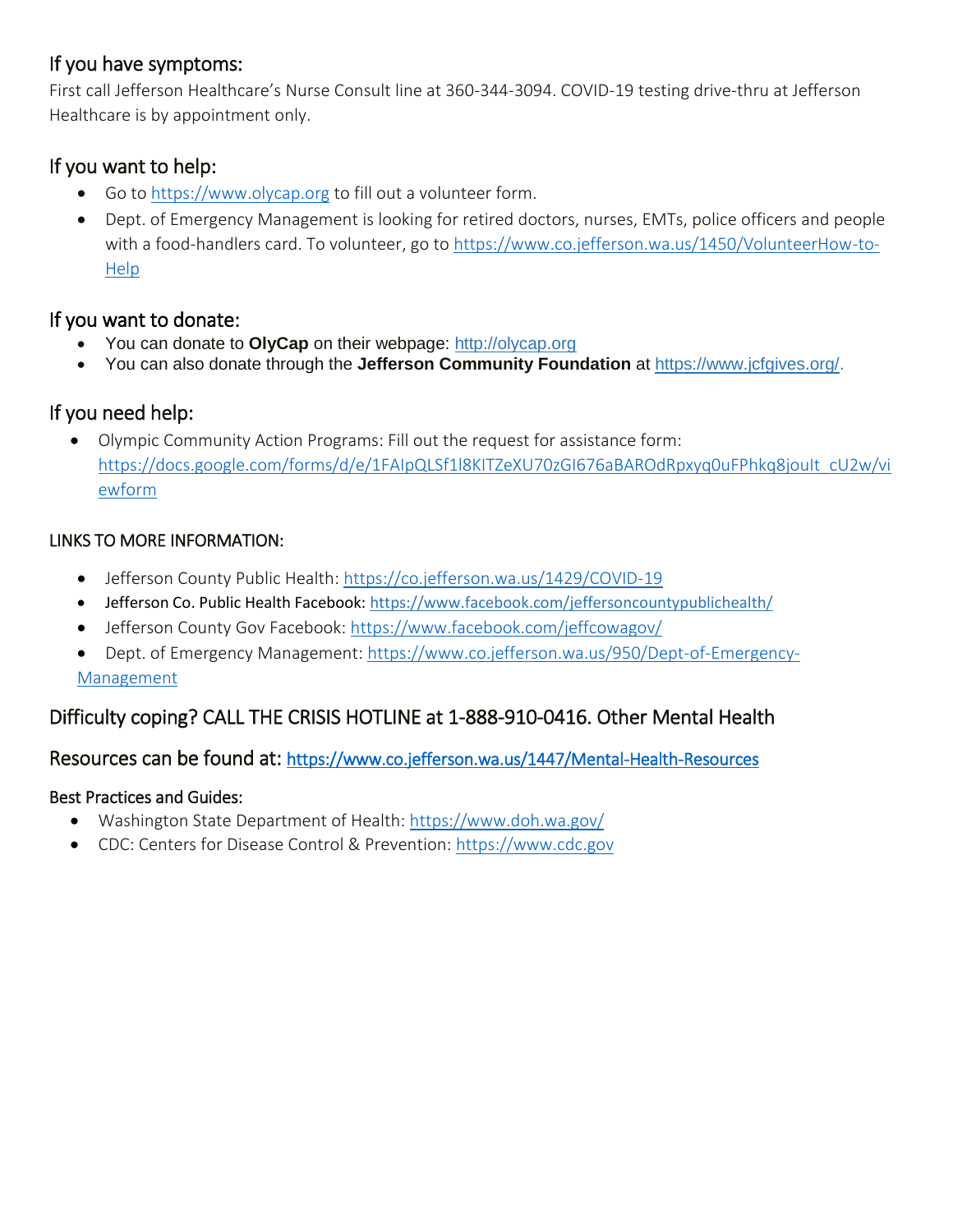## If you have symptoms:

First call Jefferson Healthcare's Nurse Consult line at 360-344-3094. COVID-19 testing drive-thru at Jefferson Healthcare is by appointment only.

## If you want to help:

- Go to https://www.olycap.org to fill out a volunteer form.
- Dept. of Emergency Management is looking for retired doctors, nurses, EMTs, police officers and people with a food-handlers card. To volunteer, go to https://www.co.jefferson.wa.us/1450/VolunteerHow-to-Help

## If you want to donate:

- You can donate to **OlyCap** on their webpage: http://olycap.org
- You can also donate through the **Jefferson Community Foundation** at https://www.jcfgives.org/.

## If you need help:

- Olympic Community Action Programs: Fill out the request for assistance form: https://docs.google.com/forms/d/e/1FAIpQLSf1l8KITZeXU70zGI676aBAROdRpxyq0uFPhkq8jouIt_cU2w/viewform

LINKS TO MORE INFORMATION:

- Jefferson County Public Health: https://co.jefferson.wa.us/1429/COVID-19
- Jefferson Co. Public Health Facebook: https://www.facebook.com/jeffersoncountypublichealth/
- Jefferson County Gov Facebook: https://www.facebook.com/jeffcowagov/
- Dept. of Emergency Management: https://www.co.jefferson.wa.us/950/Dept-of-Emergency-Management

### Difficulty coping? CALL THE CRISIS HOTLINE at 1-888-910-0416. Other Mental Health Resources can be found at: https://www.co.jefferson.wa.us/1447/Mental-Health-Resources

Best Practices and Guides:

- Washington State Department of Health: https://www.doh.wa.gov/
- CDC: Centers for Disease Control & Prevention: https://www.cdc.gov